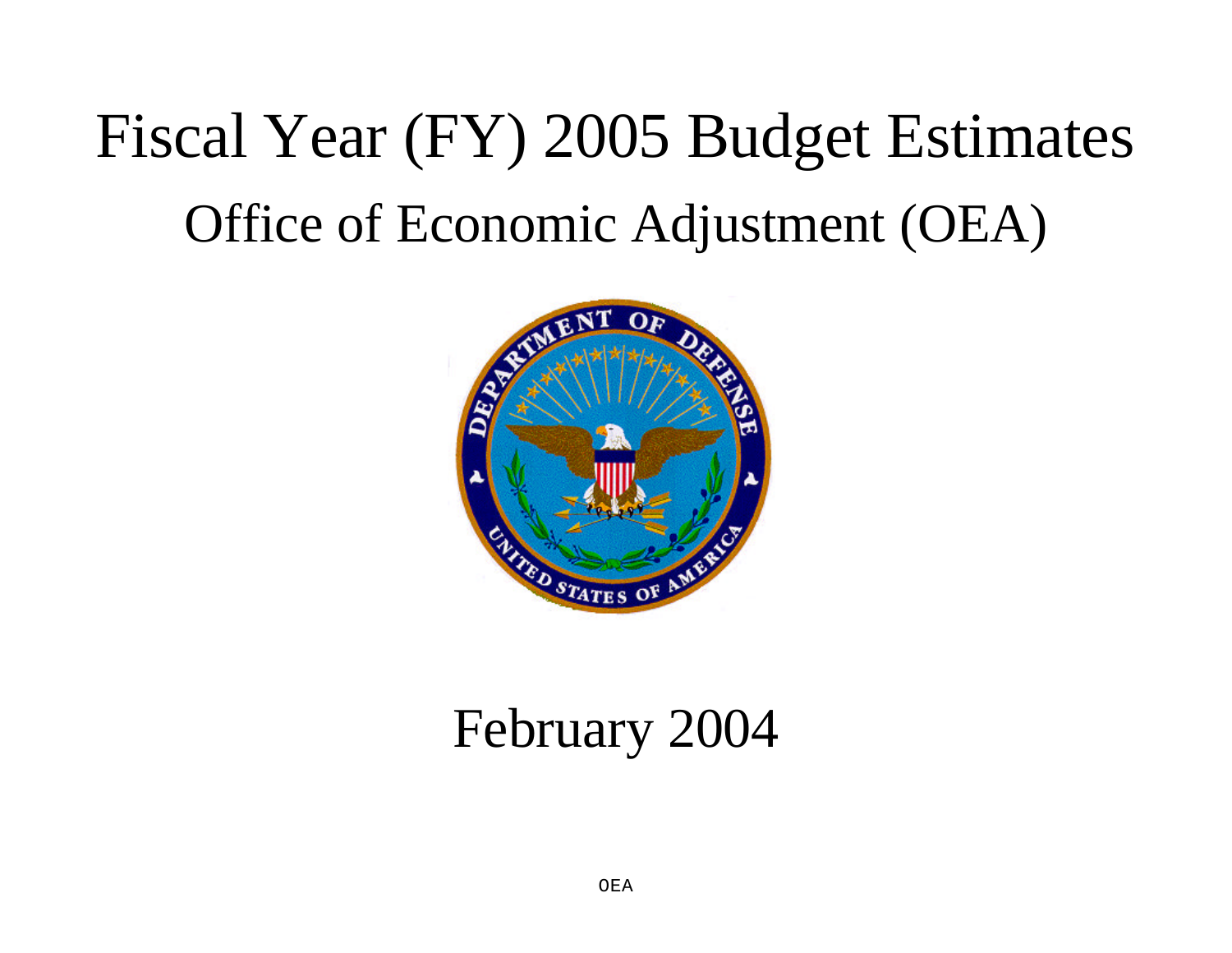# Fiscal Year (FY) 2005 Budget Estimates

## Office of Economic Adjustment (OEA)

February 2004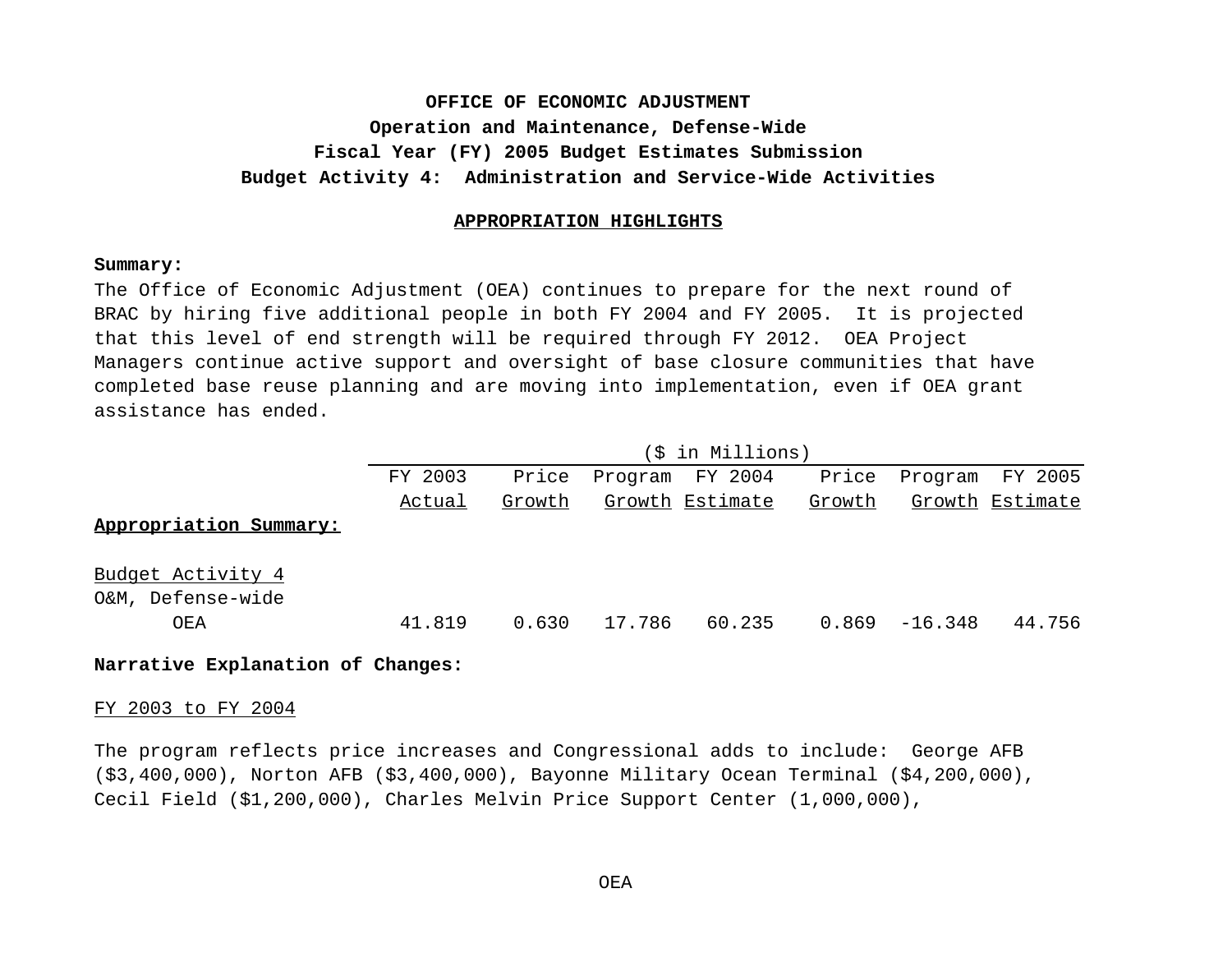**OFFICE OF ECONOMIC ADJUSTMENT**
**Operation and Maintenance, Defense-Wide**
**Fiscal Year (FY) 2005 Budget Estimates Submission**
**Budget Activity 4: Administration and Service-Wide Activities**

**APPROPRIATION HIGHLIGHTS**

**Summary:**
The Office of Economic Adjustment (OEA) continues to prepare for the next round of BRAC by hiring five additional people in both FY 2004 and FY 2005. It is projected that this level of end strength will be required through FY 2012. OEA Project Managers continue active support and oversight of base closure communities that have completed base reuse planning and are moving into implementation, even if OEA grant assistance has ended.

| | ($ in Millions) | | | | | | |
|---|---|---|---|---|---|---|---|
| | FY 2003 Actual | Price Growth | Program Growth | FY 2004 Estimate | Price Growth | Program Growth | FY 2005 Estimate |
| **Appropriation Summary:** | | | | | | | |
| Budget Activity 4 | | | | | | | |
| O&M, Defense-wide | | | | | | | |
| OEA | 41.819 | 0.630 | 17.786 | 60.235 | 0.869 | -16.348 | 44.756 |

**Narrative Explanation of Changes:**

FY 2003 to FY 2004

The program reflects price increases and Congressional adds to include: George AFB ($3,400,000), Norton AFB ($3,400,000), Bayonne Military Ocean Terminal ($4,200,000), Cecil Field ($1,200,000), Charles Melvin Price Support Center (1,000,000),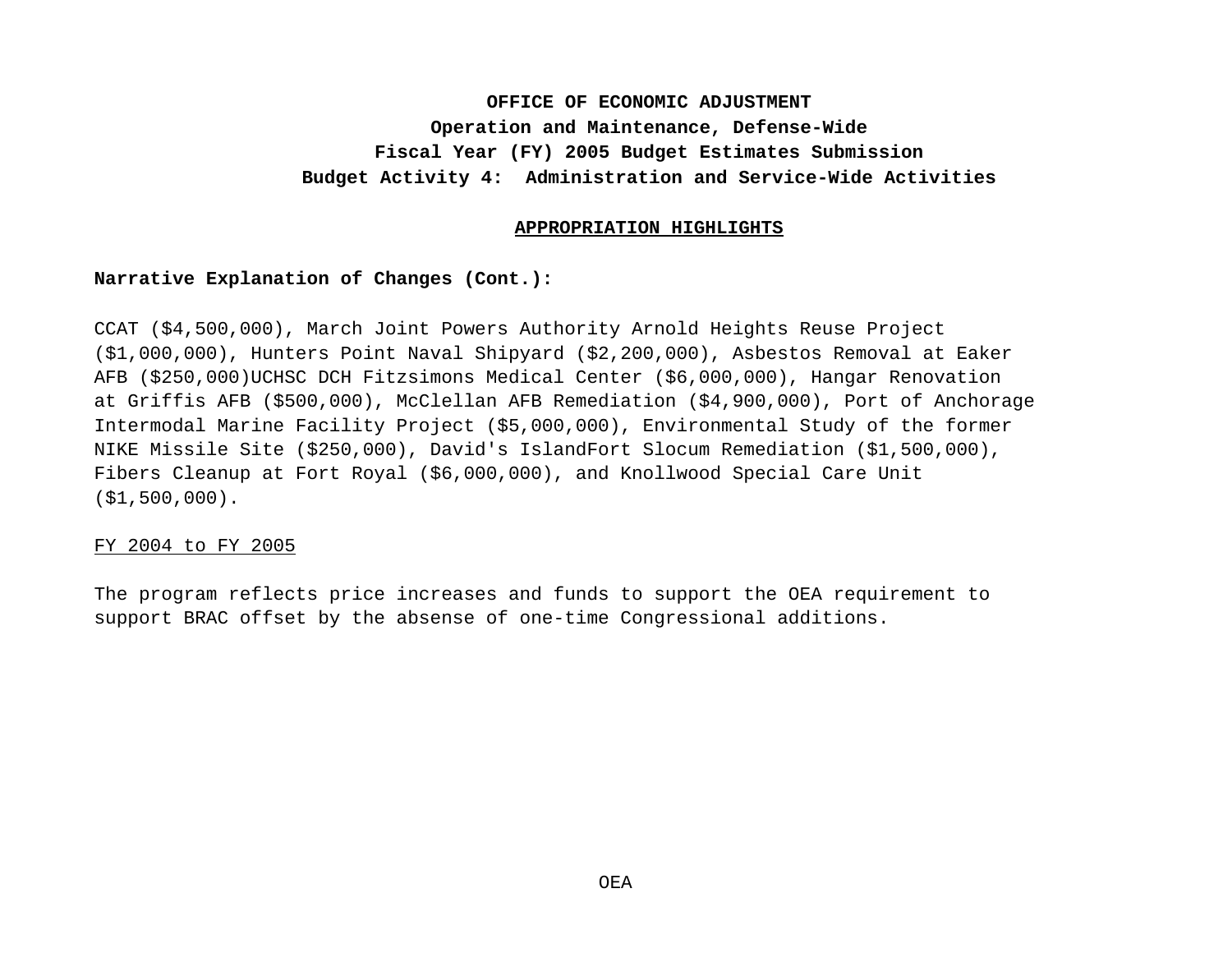**OFFICE OF ECONOMIC ADJUSTMENT**
**Operation and Maintenance, Defense-Wide**
**Fiscal Year (FY) 2005 Budget Estimates Submission**
**Budget Activity 4: Administration and Service-Wide Activities**

**APPROPRIATION HIGHLIGHTS**

**Narrative Explanation of Changes (Cont.):**

CCAT ($4,500,000), March Joint Powers Authority Arnold Heights Reuse Project ($1,000,000), Hunters Point Naval Shipyard ($2,200,000), Asbestos Removal at Eaker AFB ($250,000)UCHSC DCH Fitzsimons Medical Center ($6,000,000), Hangar Renovation at Griffis AFB ($500,000), McClellan AFB Remediation ($4,900,000), Port of Anchorage Intermodal Marine Facility Project ($5,000,000), Environmental Study of the former NIKE Missile Site ($250,000), David's IslandFort Slocum Remediation ($1,500,000), Fibers Cleanup at Fort Royal ($6,000,000), and Knollwood Special Care Unit ($1,500,000).

FY 2004 to FY 2005

The program reflects price increases and funds to support the OEA requirement to support BRAC offset by the absense of one-time Congressional additions.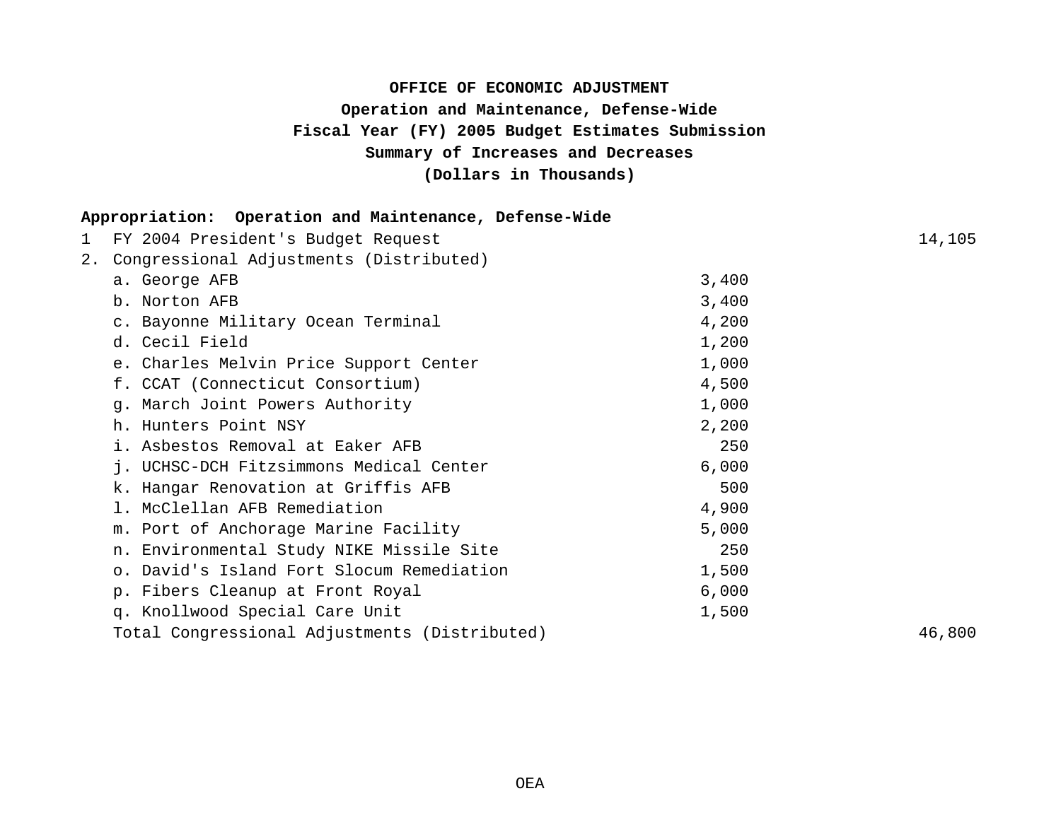**OFFICE OF ECONOMIC ADJUSTMENT**
**Operation and Maintenance, Defense-Wide**
**Fiscal Year (FY) 2005 Budget Estimates Submission**
**Summary of Increases and Decreases**
**(Dollars in Thousands)**

**Appropriation: Operation and Maintenance, Defense-Wide**

| | | |
|---|---|---|
| 1 FY 2004 President's Budget Request | | 14,105 |
| 2. Congressional Adjustments (Distributed) | | |
| a. George AFB | 3,400 | |
| b. Norton AFB | 3,400 | |
| c. Bayonne Military Ocean Terminal | 4,200 | |
| d. Cecil Field | 1,200 | |
| e. Charles Melvin Price Support Center | 1,000 | |
| f. CCAT (Connecticut Consortium) | 4,500 | |
| g. March Joint Powers Authority | 1,000 | |
| h. Hunters Point NSY | 2,200 | |
| i. Asbestos Removal at Eaker AFB | 250 | |
| j. UCHSC-DCH Fitzsimmons Medical Center | 6,000 | |
| k. Hangar Renovation at Griffis AFB | 500 | |
| l. McClellan AFB Remediation | 4,900 | |
| m. Port of Anchorage Marine Facility | 5,000 | |
| n. Environmental Study NIKE Missile Site | 250 | |
| o. David's Island Fort Slocum Remediation | 1,500 | |
| p. Fibers Cleanup at Front Royal | 6,000 | |
| q. Knollwood Special Care Unit | 1,500 | |
| Total Congressional Adjustments (Distributed) | | 46,800 |

OEA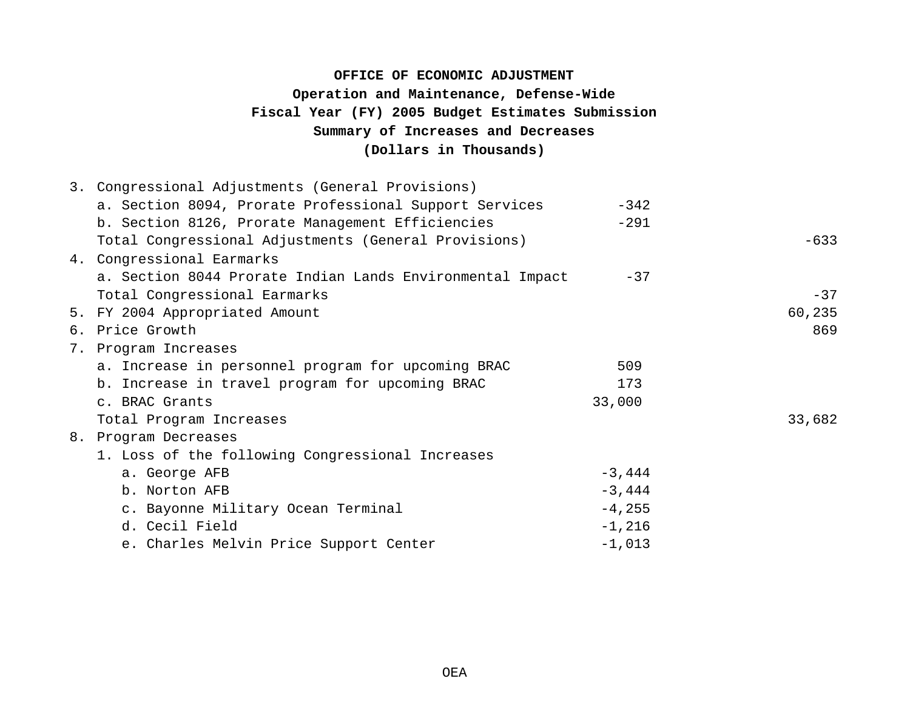**OFFICE OF ECONOMIC ADJUSTMENT**
**Operation and Maintenance, Defense-Wide**
**Fiscal Year (FY) 2005 Budget Estimates Submission**
**Summary of Increases and Decreases**
**(Dollars in Thousands)**

| | | |
|---|---|---|
| 3. Congressional Adjustments (General Provisions) | | |
| a. Section 8094, Prorate Professional Support Services | -342 | |
| b. Section 8126, Prorate Management Efficiencies | -291 | |
| Total Congressional Adjustments (General Provisions) | | -633 |
| 4. Congressional Earmarks | | |
| a. Section 8044 Prorate Indian Lands Environmental Impact | -37 | |
| Total Congressional Earmarks | | -37 |
| 5. FY 2004 Appropriated Amount | | 60,235 |
| 6. Price Growth | | 869 |
| 7. Program Increases | | |
| a. Increase in personnel program for upcoming BRAC | 509 | |
| b. Increase in travel program for upcoming BRAC | 173 | |
| c. BRAC Grants | 33,000 | |
| Total Program Increases | | 33,682 |
| 8. Program Decreases | | |
| 1. Loss of the following Congressional Increases | | |
| a. George AFB | -3,444 | |
| b. Norton AFB | -3,444 | |
| c. Bayonne Military Ocean Terminal | -4,255 | |
| d. Cecil Field | -1,216 | |
| e. Charles Melvin Price Support Center | -1,013 | |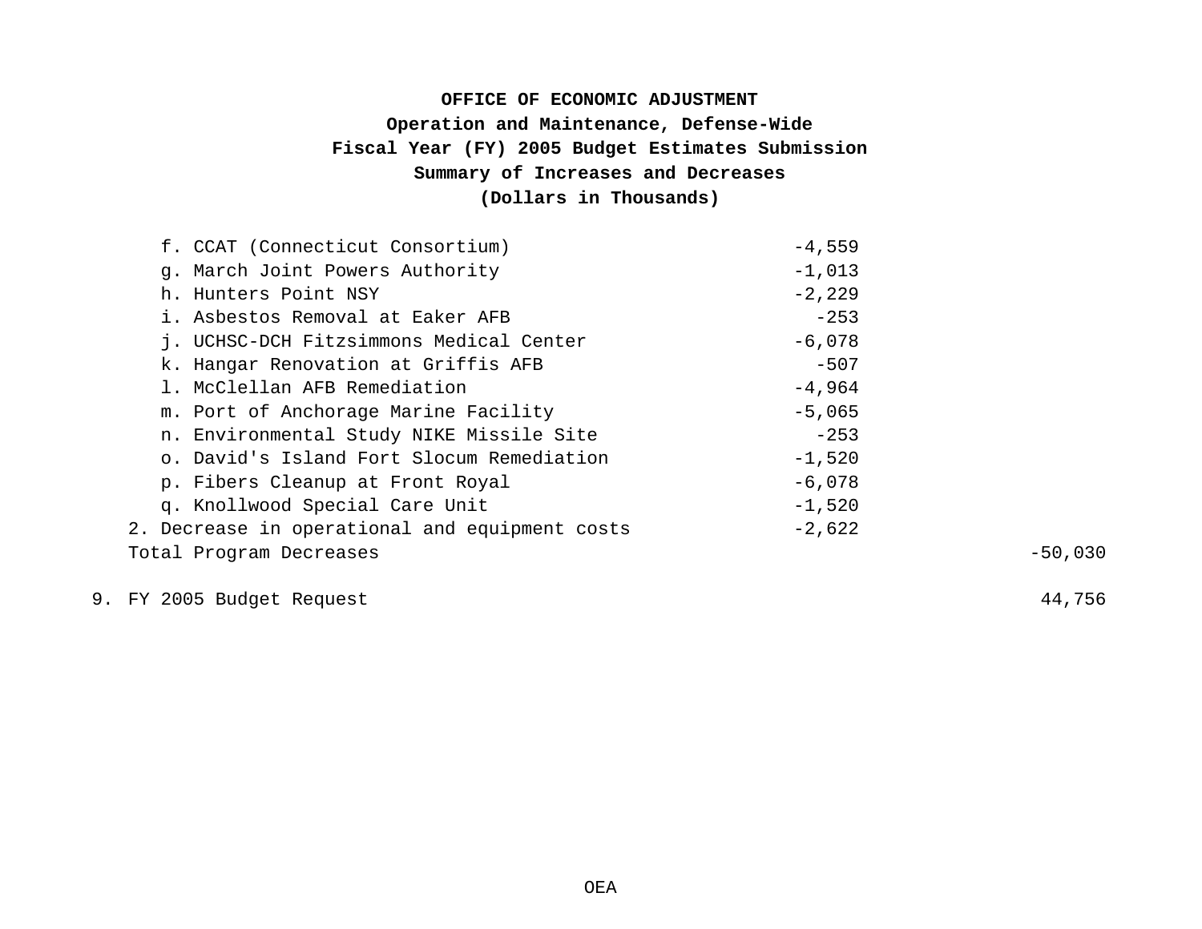**OFFICE OF ECONOMIC ADJUSTMENT**
**Operation and Maintenance, Defense-Wide**
**Fiscal Year (FY) 2005 Budget Estimates Submission**
**Summary of Increases and Decreases**
**(Dollars in Thousands)**

| | | |
|---|---|---|
| f. CCAT (Connecticut Consortium) | -4,559 | |
| g. March Joint Powers Authority | -1,013 | |
| h. Hunters Point NSY | -2,229 | |
| i. Asbestos Removal at Eaker AFB | -253 | |
| j. UCHSC-DCH Fitzsimmons Medical Center | -6,078 | |
| k. Hangar Renovation at Griffis AFB | -507 | |
| l. McClellan AFB Remediation | -4,964 | |
| m. Port of Anchorage Marine Facility | -5,065 | |
| n. Environmental Study NIKE Missile Site | -253 | |
| o. David's Island Fort Slocum Remediation | -1,520 | |
| p. Fibers Cleanup at Front Royal | -6,078 | |
| q. Knollwood Special Care Unit | -1,520 | |
| 2. Decrease in operational and equipment costs | -2,622 | |
| Total Program Decreases | | -50,030 |
| 9. FY 2005 Budget Request | | 44,756 |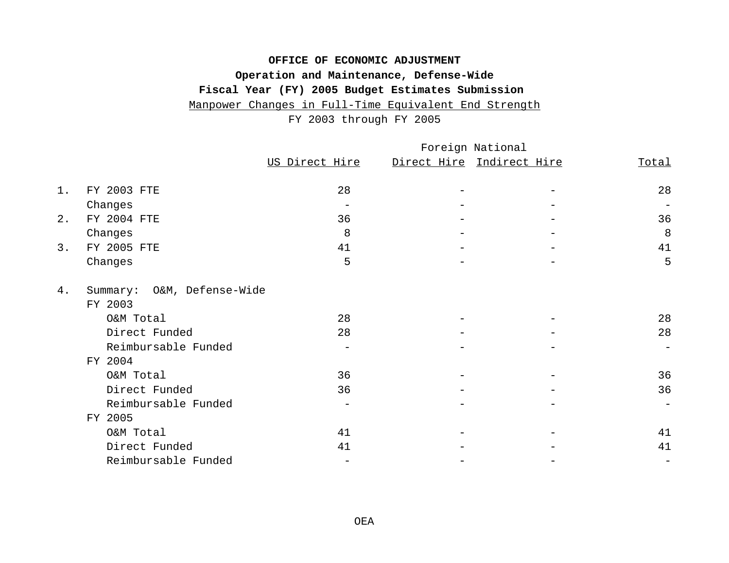**OFFICE OF ECONOMIC ADJUSTMENT**

**Operation and Maintenance, Defense-Wide**

**Fiscal Year (FY) 2005 Budget Estimates Submission**

Manpower Changes in Full-Time Equivalent End Strength

FY 2003 through FY 2005

| | | | Foreign National | | |
|---|---|---|---|---|---|
| | | US Direct Hire | Direct Hire | Indirect Hire | Total |
| 1. | FY 2003 FTE | 28 | - | - | 28 |
| | Changes | - | - | - | - |
| 2. | FY 2004 FTE | 36 | - | - | 36 |
| | Changes | 8 | - | - | 8 |
| 3. | FY 2005 FTE | 41 | - | - | 41 |
| | Changes | 5 | - | - | 5 |
| 4. | Summary: O&M, Defense-Wide | | | | |
| | FY 2003 | | | | |
| | O&M Total | 28 | - | - | 28 |
| | Direct Funded | 28 | - | - | 28 |
| | Reimbursable Funded | - | - | - | - |
| | FY 2004 | | | | |
| | O&M Total | 36 | - | - | 36 |
| | Direct Funded | 36 | - | - | 36 |
| | Reimbursable Funded | - | - | - | - |
| | FY 2005 | | | | |
| | O&M Total | 41 | - | - | 41 |
| | Direct Funded | 41 | - | - | 41 |
| | Reimbursable Funded | - | - | - | - |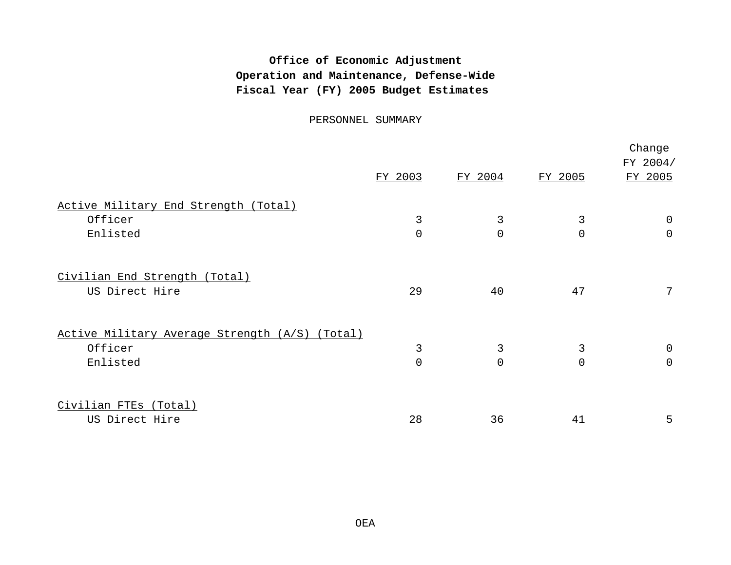**Office of Economic Adjustment**
**Operation and Maintenance, Defense-Wide**
**Fiscal Year (FY) 2005 Budget Estimates**

PERSONNEL SUMMARY

| | FY 2003 | FY 2004 | FY 2005 | Change FY 2004/ FY 2005 |
|---|---|---|---|---|
| Active Military End Strength (Total) | | | | |
| Officer | 3 | 3 | 3 | 0 |
| Enlisted | 0 | 0 | 0 | 0 |
| Civilian End Strength (Total) | | | | |
| US Direct Hire | 29 | 40 | 47 | 7 |
| Active Military Average Strength (A/S) (Total) | | | | |
| Officer | 3 | 3 | 3 | 0 |
| Enlisted | 0 | 0 | 0 | 0 |
| Civilian FTEs (Total) | | | | |
| US Direct Hire | 28 | 36 | 41 | 5 |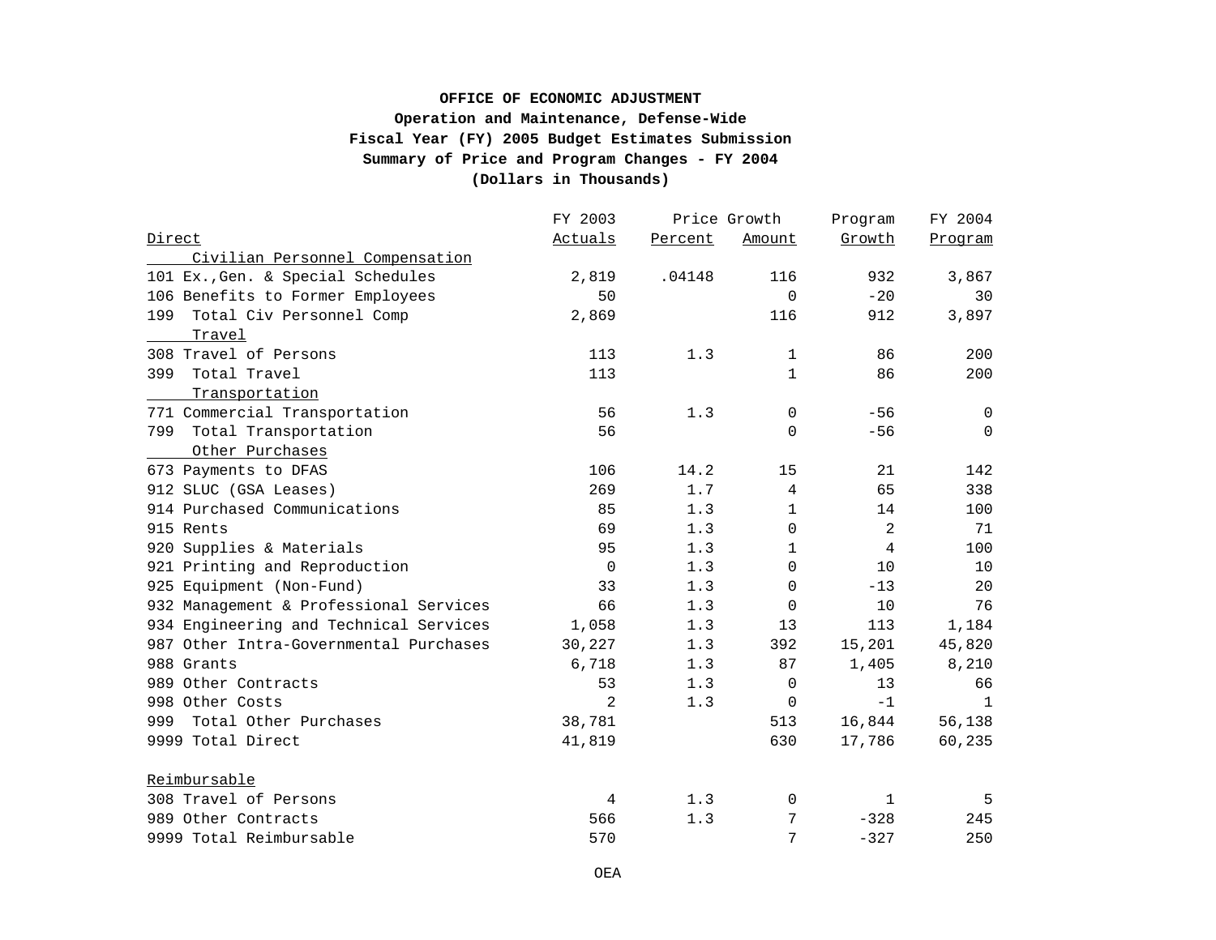**OFFICE OF ECONOMIC ADJUSTMENT**
**Operation and Maintenance, Defense-Wide**
**Fiscal Year (FY) 2005 Budget Estimates Submission**
**Summary of Price and Program Changes - FY 2004**
**(Dollars in Thousands)**

| Direct | FY 2003 Actuals | Price Growth Percent | Price Growth Amount | Program Growth | FY 2004 Program |
|---|---|---|---|---|---|
| Civilian Personnel Compensation | | | | | |
| 101 Ex.,Gen. & Special Schedules | 2,819 | .04148 | 116 | 932 | 3,867 |
| 106 Benefits to Former Employees | 50 | | 0 | -20 | 30 |
| 199 Total Civ Personnel Comp | 2,869 | | 116 | 912 | 3,897 |
| Travel | | | | | |
| 308 Travel of Persons | 113 | 1.3 | 1 | 86 | 200 |
| 399 Total Travel | 113 | | 1 | 86 | 200 |
| Transportation | | | | | |
| 771 Commercial Transportation | 56 | 1.3 | 0 | -56 | 0 |
| 799 Total Transportation | 56 | | 0 | -56 | 0 |
| Other Purchases | | | | | |
| 673 Payments to DFAS | 106 | 14.2 | 15 | 21 | 142 |
| 912 SLUC (GSA Leases) | 269 | 1.7 | 4 | 65 | 338 |
| 914 Purchased Communications | 85 | 1.3 | 1 | 14 | 100 |
| 915 Rents | 69 | 1.3 | 0 | 2 | 71 |
| 920 Supplies & Materials | 95 | 1.3 | 1 | 4 | 100 |
| 921 Printing and Reproduction | 0 | 1.3 | 0 | 10 | 10 |
| 925 Equipment (Non-Fund) | 33 | 1.3 | 0 | -13 | 20 |
| 932 Management & Professional Services | 66 | 1.3 | 0 | 10 | 76 |
| 934 Engineering and Technical Services | 1,058 | 1.3 | 13 | 113 | 1,184 |
| 987 Other Intra-Governmental Purchases | 30,227 | 1.3 | 392 | 15,201 | 45,820 |
| 988 Grants | 6,718 | 1.3 | 87 | 1,405 | 8,210 |
| 989 Other Contracts | 53 | 1.3 | 0 | 13 | 66 |
| 998 Other Costs | 2 | 1.3 | 0 | -1 | 1 |
| 999 Total Other Purchases | 38,781 | | 513 | 16,844 | 56,138 |
| 9999 Total Direct | 41,819 | | 630 | 17,786 | 60,235 |
| | | | | | |
| Reimbursable | | | | | |
| 308 Travel of Persons | 4 | 1.3 | 0 | 1 | 5 |
| 989 Other Contracts | 566 | 1.3 | 7 | -328 | 245 |
| 9999 Total Reimbursable | 570 | | 7 | -327 | 250 |

OEA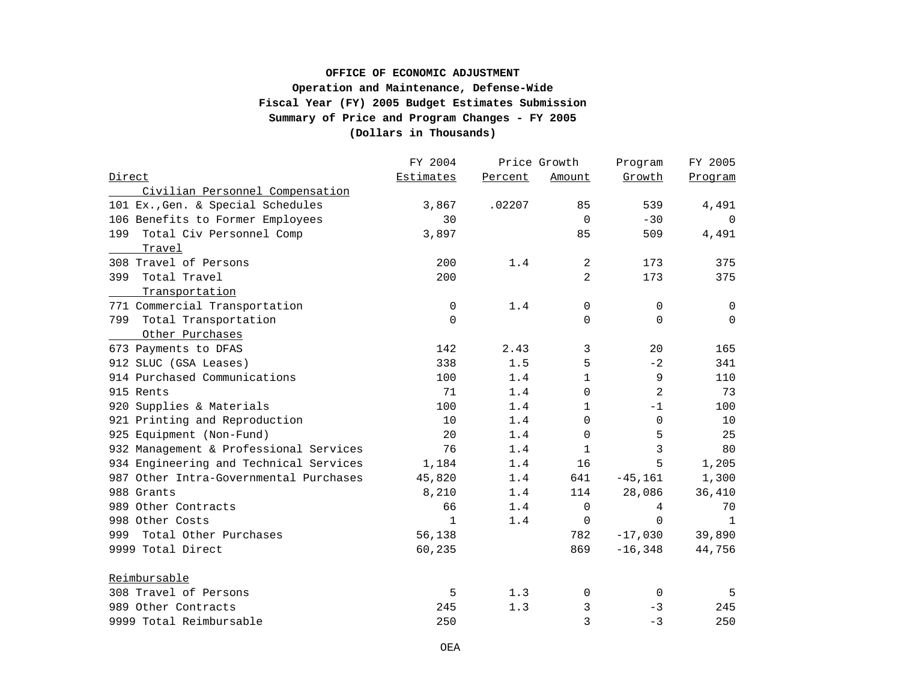**OFFICE OF ECONOMIC ADJUSTMENT**
**Operation and Maintenance, Defense-Wide**
**Fiscal Year (FY) 2005 Budget Estimates Submission**
**Summary of Price and Program Changes - FY 2005**
**(Dollars in Thousands)**

| Direct | FY 2004 Estimates | Price Growth Percent | Price Growth Amount | Program Growth | FY 2005 Program |
|---|---|---|---|---|---|
| Civilian Personnel Compensation | | | | | |
| 101 Ex.,Gen. & Special Schedules | 3,867 | .02207 | 85 | 539 | 4,491 |
| 106 Benefits to Former Employees | 30 | | 0 | -30 | 0 |
| 199 Total Civ Personnel Comp | 3,897 | | 85 | 509 | 4,491 |
| Travel | | | | | |
| 308 Travel of Persons | 200 | 1.4 | 2 | 173 | 375 |
| 399 Total Travel | 200 | | 2 | 173 | 375 |
| Transportation | | | | | |
| 771 Commercial Transportation | 0 | 1.4 | 0 | 0 | 0 |
| 799 Total Transportation | 0 | | 0 | 0 | 0 |
| Other Purchases | | | | | |
| 673 Payments to DFAS | 142 | 2.43 | 3 | 20 | 165 |
| 912 SLUC (GSA Leases) | 338 | 1.5 | 5 | -2 | 341 |
| 914 Purchased Communications | 100 | 1.4 | 1 | 9 | 110 |
| 915 Rents | 71 | 1.4 | 0 | 2 | 73 |
| 920 Supplies & Materials | 100 | 1.4 | 1 | -1 | 100 |
| 921 Printing and Reproduction | 10 | 1.4 | 0 | 0 | 10 |
| 925 Equipment (Non-Fund) | 20 | 1.4 | 0 | 5 | 25 |
| 932 Management & Professional Services | 76 | 1.4 | 1 | 3 | 80 |
| 934 Engineering and Technical Services | 1,184 | 1.4 | 16 | 5 | 1,205 |
| 987 Other Intra-Governmental Purchases | 45,820 | 1.4 | 641 | -45,161 | 1,300 |
| 988 Grants | 8,210 | 1.4 | 114 | 28,086 | 36,410 |
| 989 Other Contracts | 66 | 1.4 | 0 | 4 | 70 |
| 998 Other Costs | 1 | 1.4 | 0 | 0 | 1 |
| 999 Total Other Purchases | 56,138 | | 782 | -17,030 | 39,890 |
| 9999 Total Direct | 60,235 | | 869 | -16,348 | 44,756 |
| Reimbursable | | | | | |
| 308 Travel of Persons | 5 | 1.3 | 0 | 0 | 5 |
| 989 Other Contracts | 245 | 1.3 | 3 | -3 | 245 |
| 9999 Total Reimbursable | 250 | | 3 | -3 | 250 |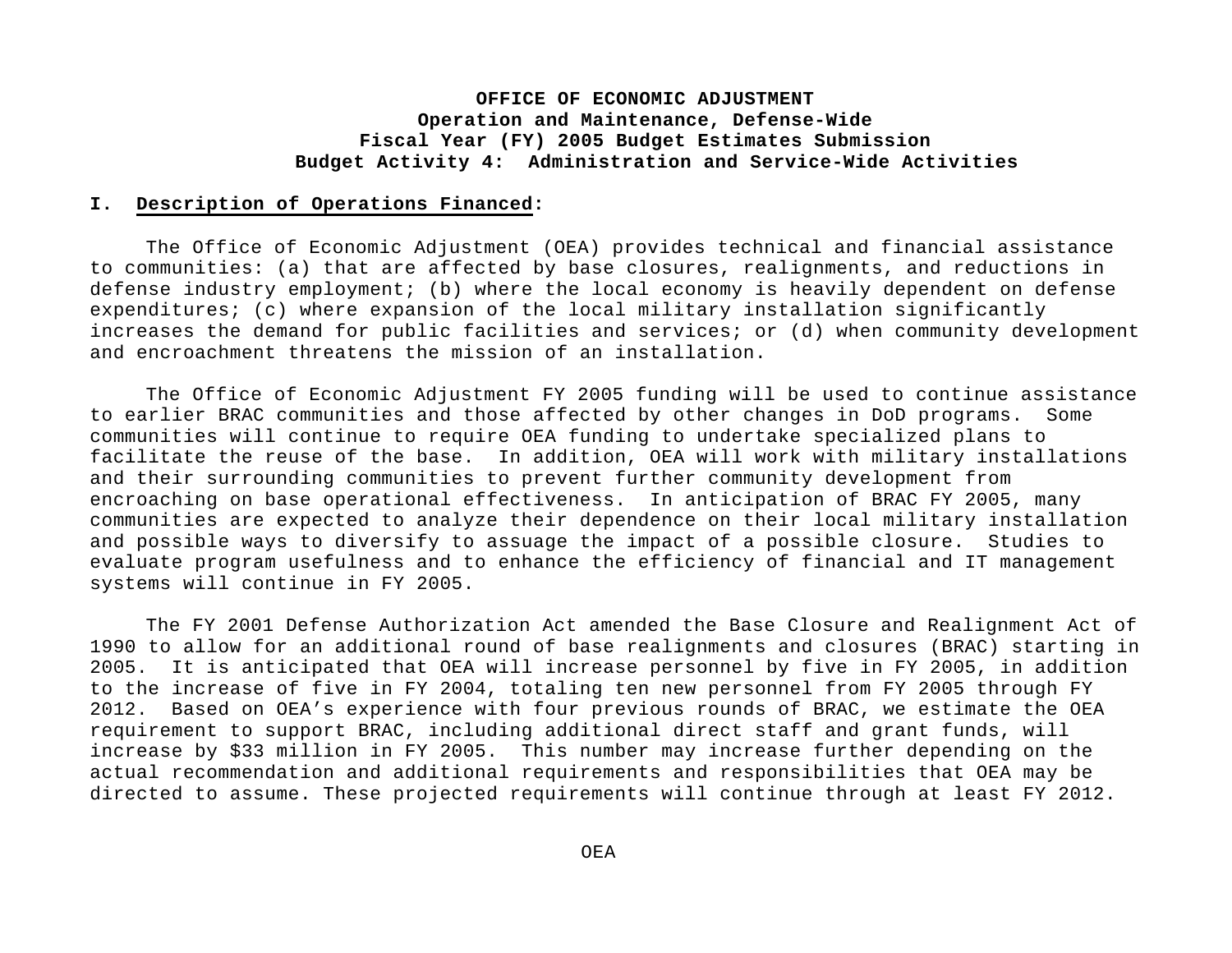**OFFICE OF ECONOMIC ADJUSTMENT**
**Operation and Maintenance, Defense-Wide**
**Fiscal Year (FY) 2005 Budget Estimates Submission**
**Budget Activity 4: Administration and Service-Wide Activities**

## I. Description of Operations Financed:

The Office of Economic Adjustment (OEA) provides technical and financial assistance to communities: (a) that are affected by base closures, realignments, and reductions in defense industry employment; (b) where the local economy is heavily dependent on defense expenditures; (c) where expansion of the local military installation significantly increases the demand for public facilities and services; or (d) when community development and encroachment threatens the mission of an installation.

The Office of Economic Adjustment FY 2005 funding will be used to continue assistance to earlier BRAC communities and those affected by other changes in DoD programs. Some communities will continue to require OEA funding to undertake specialized plans to facilitate the reuse of the base. In addition, OEA will work with military installations and their surrounding communities to prevent further community development from encroaching on base operational effectiveness. In anticipation of BRAC FY 2005, many communities are expected to analyze their dependence on their local military installation and possible ways to diversify to assuage the impact of a possible closure. Studies to evaluate program usefulness and to enhance the efficiency of financial and IT management systems will continue in FY 2005.

The FY 2001 Defense Authorization Act amended the Base Closure and Realignment Act of 1990 to allow for an additional round of base realignments and closures (BRAC) starting in 2005. It is anticipated that OEA will increase personnel by five in FY 2005, in addition to the increase of five in FY 2004, totaling ten new personnel from FY 2005 through FY 2012. Based on OEA's experience with four previous rounds of BRAC, we estimate the OEA requirement to support BRAC, including additional direct staff and grant funds, will increase by $33 million in FY 2005. This number may increase further depending on the actual recommendation and additional requirements and responsibilities that OEA may be directed to assume. These projected requirements will continue through at least FY 2012.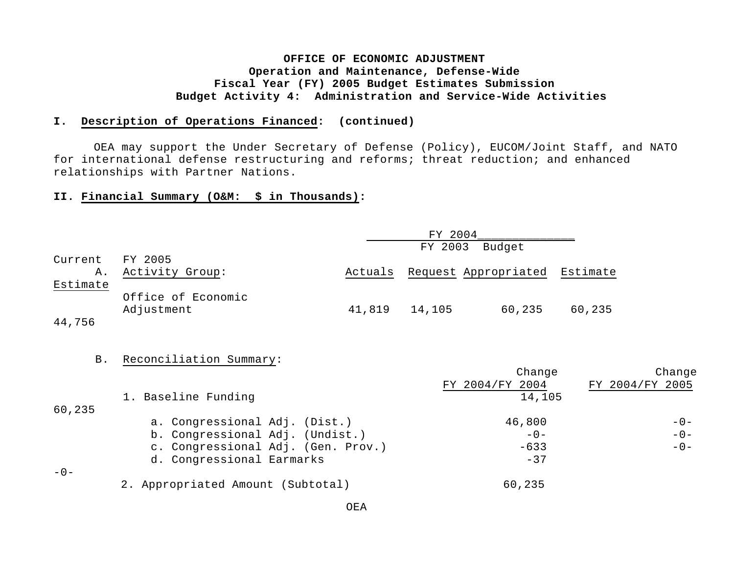**OFFICE OF ECONOMIC ADJUSTMENT**
**Operation and Maintenance, Defense-Wide**
**Fiscal Year (FY) 2005 Budget Estimates Submission**
**Budget Activity 4: Administration and Service-Wide Activities**

## I. Description of Operations Financed: (continued)

OEA may support the Under Secretary of Defense (Policy), EUCOM/Joint Staff, and NATO for international defense restructuring and reforms; threat reduction; and enhanced relationships with Partner Nations.

## II. Financial Summary (O&M: $ in Thousands):

| A. Activity Group: | FY 2003 Actuals | FY 2004 Budget Request | FY 2004 Appropriated | FY 2004 Current Estimate | FY 2005 Estimate |
|---|---|---|---|---|---|
| Office of Economic Adjustment | 41,819 | 14,105 | 60,235 | 60,235 | 44,756 |

B. Reconciliation Summary:

| | Change FY 2004/FY 2004 | Change FY 2004/FY 2005 |
|---|---|---|
| 1. Baseline Funding | 14,105 | 60,235 |
| a. Congressional Adj. (Dist.) | 46,800 | -0- |
| b. Congressional Adj. (Undist.) | -0- | -0- |
| c. Congressional Adj. (Gen. Prov.) | -633 | -0- |
| d. Congressional Earmarks | -37 | -0- |
| 2. Appropriated Amount (Subtotal) | 60,235 | |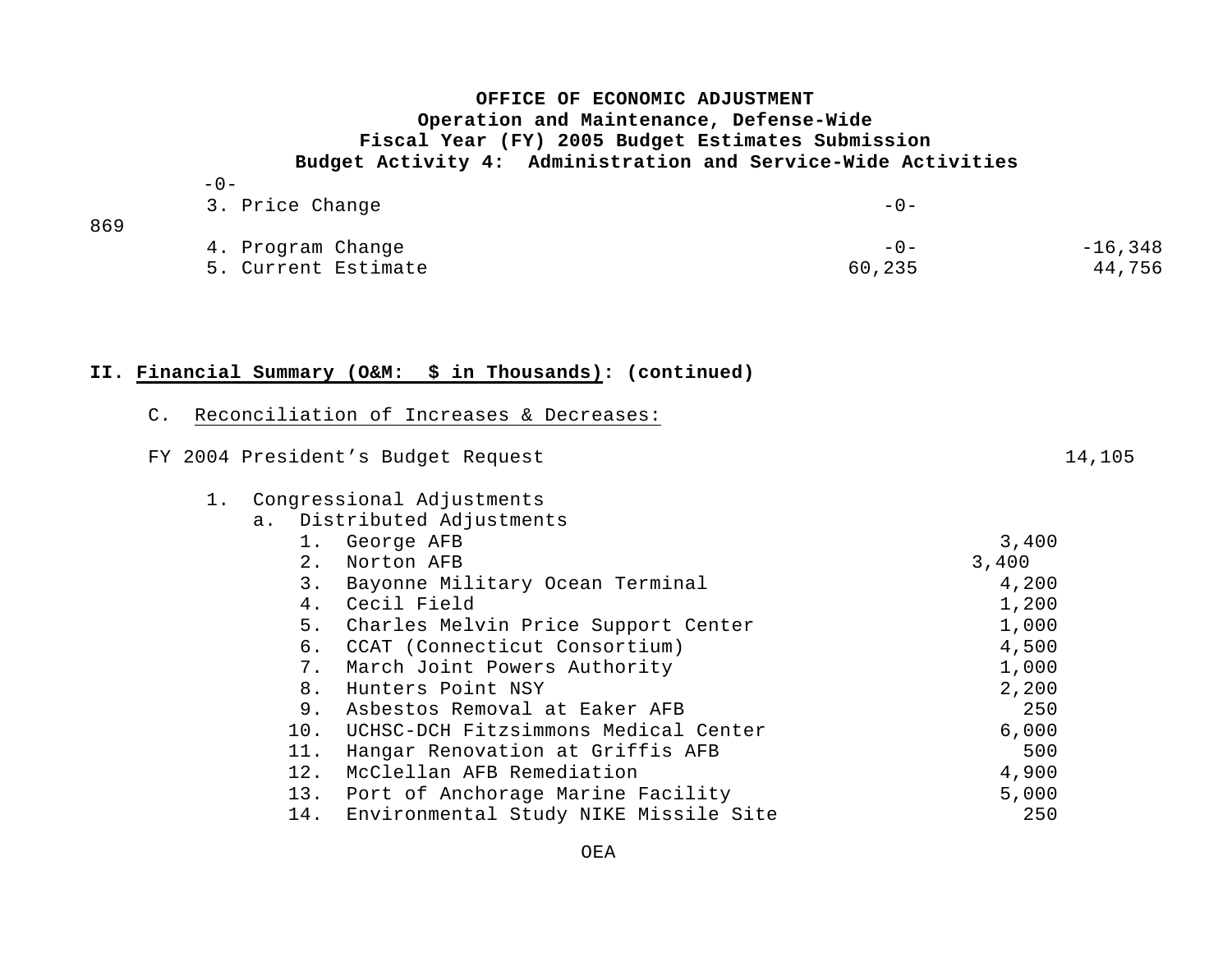**OFFICE OF ECONOMIC ADJUSTMENT**
**Operation and Maintenance, Defense-Wide**
**Fiscal Year (FY) 2005 Budget Estimates Submission**
**Budget Activity 4: Administration and Service-Wide Activities**

| | | |
|---|---|---|
| -0- | | |
| 3. Price Change | -0- | 869 |
| 4. Program Change | -0- | -16,348 |
| 5. Current Estimate | 60,235 | 44,756 |

**II. Financial Summary (O&M: $ in Thousands): (continued)**

C. Reconciliation of Increases & Decreases:

| | | |
|---|---|---|
| FY 2004 President's Budget Request | | 14,105 |
| 1. Congressional Adjustments | | |
| a. Distributed Adjustments | | |
| 1. George AFB | 3,400 | |
| 2. Norton AFB | 3,400 | |
| 3. Bayonne Military Ocean Terminal | 4,200 | |
| 4. Cecil Field | 1,200 | |
| 5. Charles Melvin Price Support Center | 1,000 | |
| 6. CCAT (Connecticut Consortium) | 4,500 | |
| 7. March Joint Powers Authority | 1,000 | |
| 8. Hunters Point NSY | 2,200 | |
| 9. Asbestos Removal at Eaker AFB | 250 | |
| 10. UCHSC-DCH Fitzsimmons Medical Center | 6,000 | |
| 11. Hangar Renovation at Griffis AFB | 500 | |
| 12. McClellan AFB Remediation | 4,900 | |
| 13. Port of Anchorage Marine Facility | 5,000 | |
| 14. Environmental Study NIKE Missile Site | 250 | |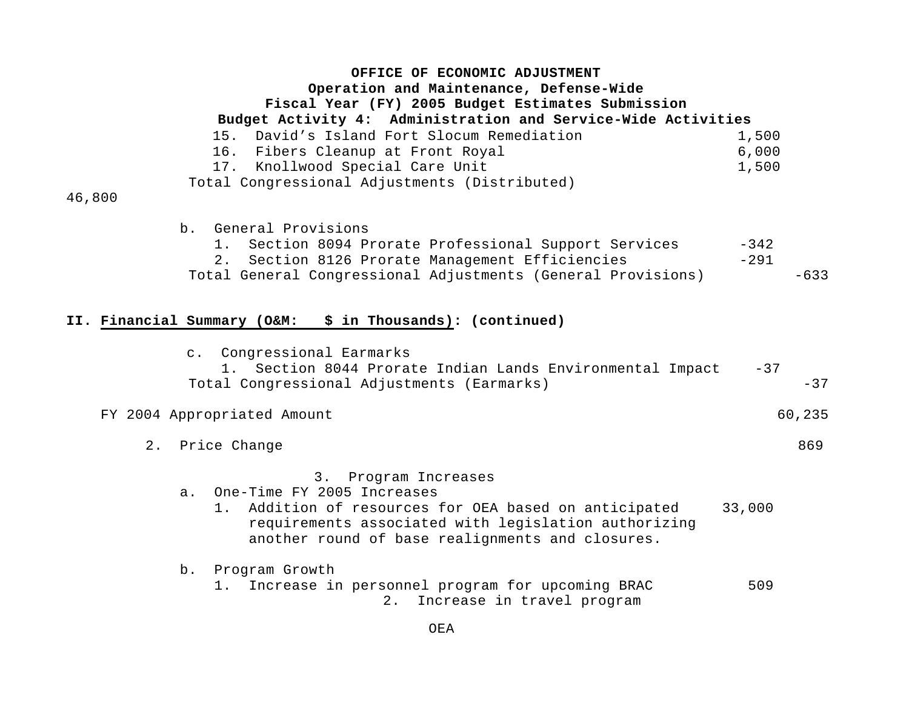**OFFICE OF ECONOMIC ADJUSTMENT**
**Operation and Maintenance, Defense-Wide**
**Fiscal Year (FY) 2005 Budget Estimates Submission**
**Budget Activity 4: Administration and Service-Wide Activities**

| | | |
|---|---|---|
| 15. David's Island Fort Slocum Remediation | 1,500 | |
| 16. Fibers Cleanup at Front Royal | 6,000 | |
| 17. Knollwood Special Care Unit | 1,500 | |
| Total Congressional Adjustments (Distributed) | | 46,800 |
| b. General Provisions | | |
| 1. Section 8094 Prorate Professional Support Services | -342 | |
| 2. Section 8126 Prorate Management Efficiencies | -291 | |
| Total General Congressional Adjustments (General Provisions) | | -633 |

**II. Financial Summary (O&M: $ in Thousands): (continued)**

| | | |
|---|---|---|
| c. Congressional Earmarks | | |
| 1. Section 8044 Prorate Indian Lands Environmental Impact | -37 | |
| Total Congressional Adjustments (Earmarks) | | -37 |
| FY 2004 Appropriated Amount | | 60,235 |
| 2. Price Change | | 869 |
| 3. Program Increases | | |
| a. One-Time FY 2005 Increases | | |
| 1. Addition of resources for OEA based on anticipated requirements associated with legislation authorizing another round of base realignments and closures. | 33,000 | |
| b. Program Growth | | |
| 1. Increase in personnel program for upcoming BRAC | 509 | |
| 2. Increase in travel program | | |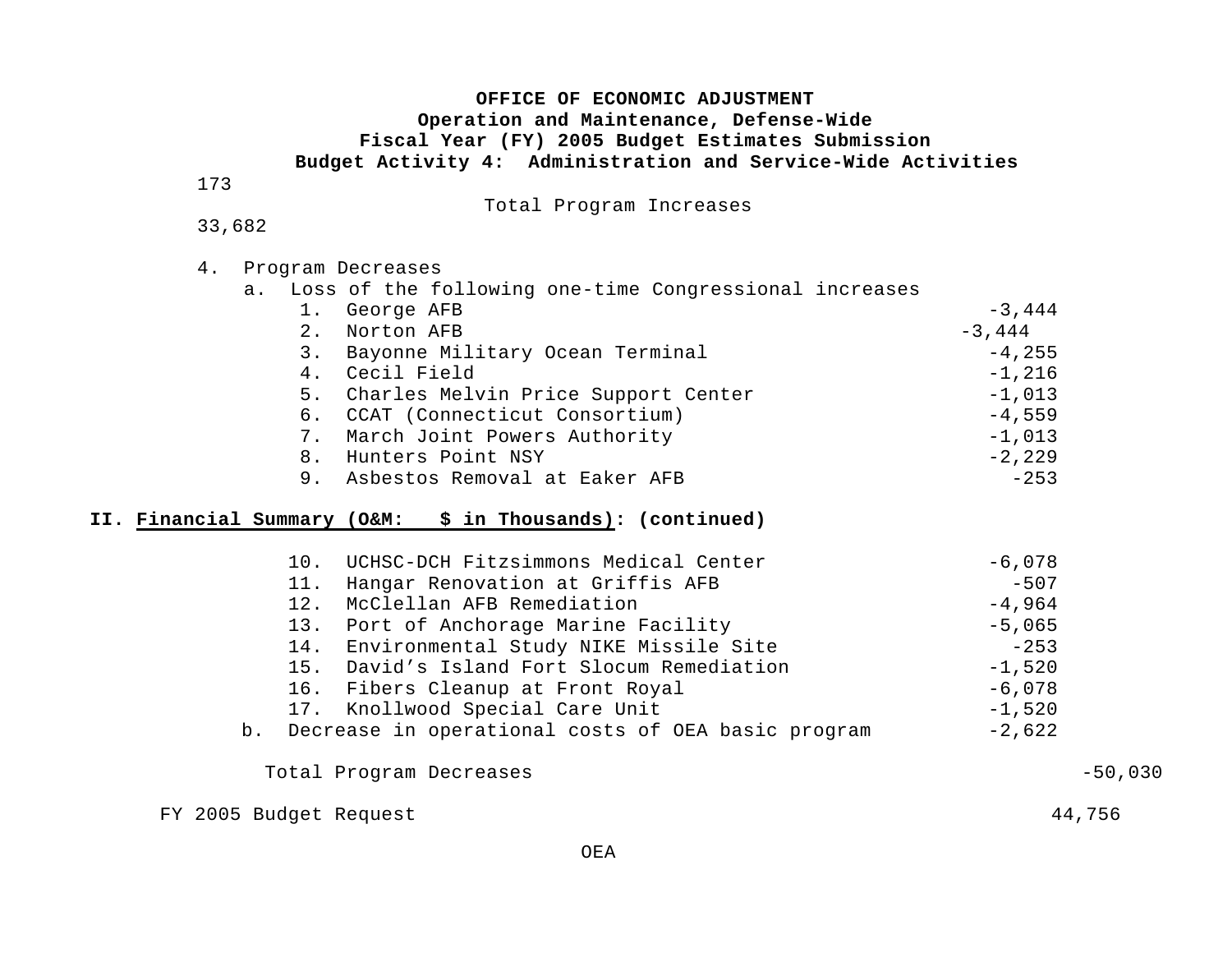# OFFICE OF ECONOMIC ADJUSTMENT
## Operation and Maintenance, Defense-Wide
## Fiscal Year (FY) 2005 Budget Estimates Submission
## Budget Activity 4: Administration and Service-Wide Activities

173

Total Program Increases

33,682

4. Program Decreases
   a. Loss of the following one-time Congressional increases

| | | |
|---|---|---|
| 1. | George AFB | -3,444 |
| 2. | Norton AFB | -3,444 |
| 3. | Bayonne Military Ocean Terminal | -4,255 |
| 4. | Cecil Field | -1,216 |
| 5. | Charles Melvin Price Support Center | -1,013 |
| 6. | CCAT (Connecticut Consortium) | -4,559 |
| 7. | March Joint Powers Authority | -1,013 |
| 8. | Hunters Point NSY | -2,229 |
| 9. | Asbestos Removal at Eaker AFB | -253 |

**II. Financial Summary (O&M: $ in Thousands): (continued)**

| | | | |
|---|---|---|---|
| 10. | UCHSC-DCH Fitzsimmons Medical Center | -6,078 | |
| 11. | Hangar Renovation at Griffis AFB | -507 | |
| 12. | McClellan AFB Remediation | -4,964 | |
| 13. | Port of Anchorage Marine Facility | -5,065 | |
| 14. | Environmental Study NIKE Missile Site | -253 | |
| 15. | David's Island Fort Slocum Remediation | -1,520 | |
| 16. | Fibers Cleanup at Front Royal | -6,078 | |
| 17. | Knollwood Special Care Unit | -1,520 | |
| b. | Decrease in operational costs of OEA basic program | -2,622 | |
| | Total Program Decreases | | -50,030 |
| | FY 2005 Budget Request | | 44,756 |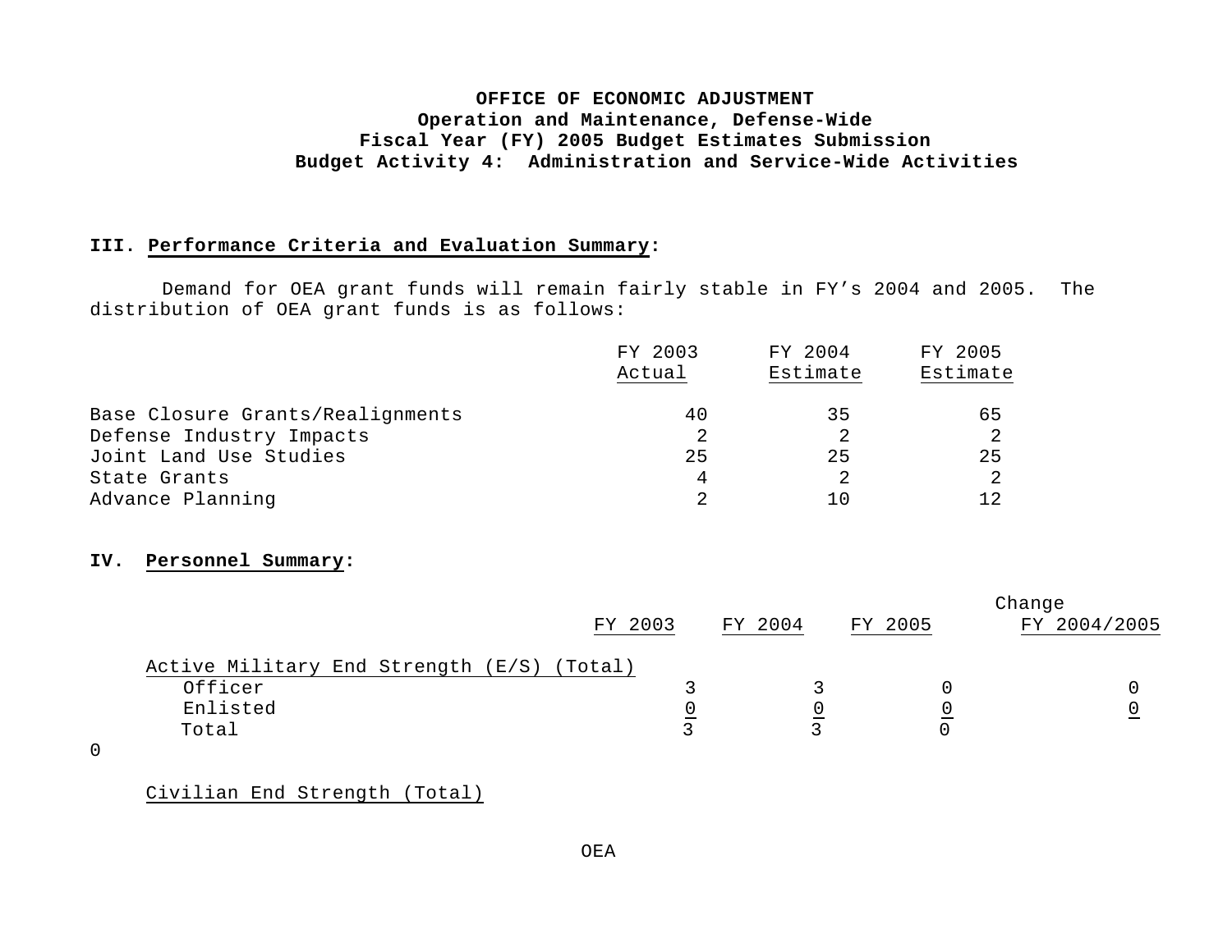**OFFICE OF ECONOMIC ADJUSTMENT**
**Operation and Maintenance, Defense-Wide**
**Fiscal Year (FY) 2005 Budget Estimates Submission**
**Budget Activity 4: Administration and Service-Wide Activities**

## III. Performance Criteria and Evaluation Summary:

Demand for OEA grant funds will remain fairly stable in FY's 2004 and 2005. The distribution of OEA grant funds is as follows:

| | FY 2003 Actual | FY 2004 Estimate | FY 2005 Estimate |
|---|---|---|---|
| Base Closure Grants/Realignments | 40 | 35 | 65 |
| Defense Industry Impacts | 2 | 2 | 2 |
| Joint Land Use Studies | 25 | 25 | 25 |
| State Grants | 4 | 2 | 2 |
| Advance Planning | 2 | 10 | 12 |

## IV. Personnel Summary:

| | FY 2003 | FY 2004 | FY 2005 | Change FY 2004/2005 |
|---|---|---|---|---|
| Active Military End Strength (E/S) (Total) | | | | |
| Officer | 3 | 3 | 0 | 0 |
| Enlisted | 0 | 0 | 0 | 0 |
| Total | 3 | 3 | 0 | 0 |

Civilian End Strength (Total)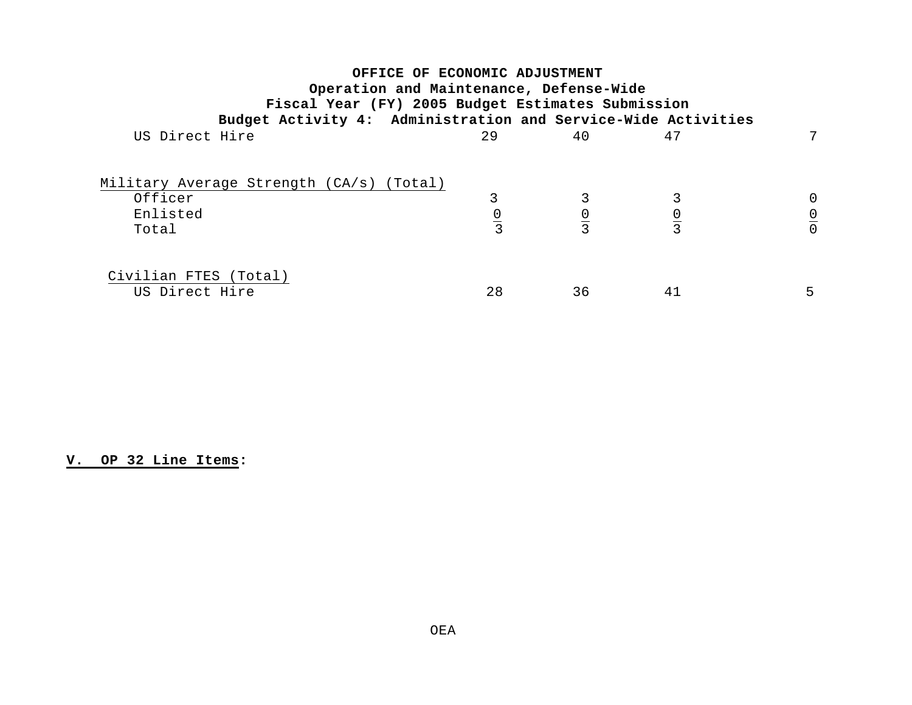| | | | | |
|---|---|---|---|---|
| US Direct Hire | 29 | 40 | 47 | 7 |
| | | | | |
| Military Average Strength (CA/s) (Total) | | | | |
| Officer | 3 | 3 | 3 | 0 |
| Enlisted | 0 | 0 | 0 | 0 |
| Total | 3 | 3 | 3 | 0 |
| | | | | |
| Civilian FTES (Total) | | | | |
| US Direct Hire | 28 | 36 | 41 | 5 |

**V. OP 32 Line Items:**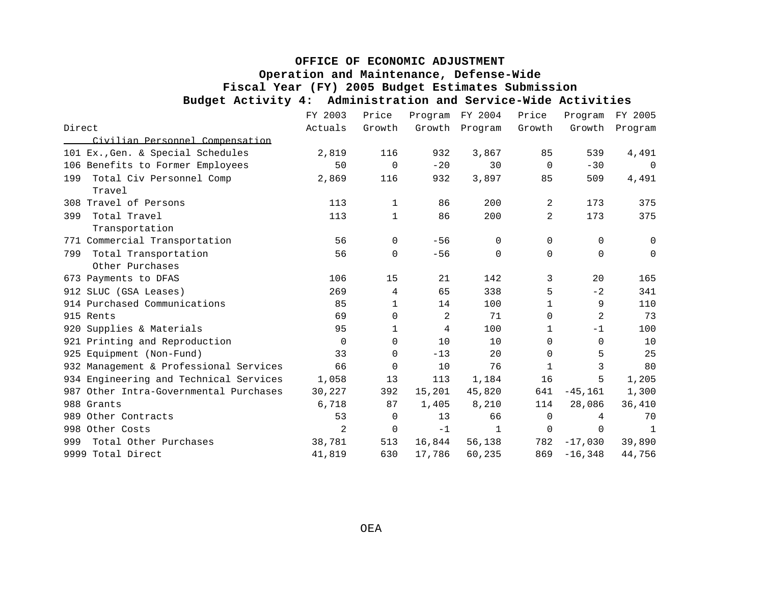# OFFICE OF ECONOMIC ADJUSTMENT
## Operation and Maintenance, Defense-Wide
## Fiscal Year (FY) 2005 Budget Estimates Submission
## Budget Activity 4: Administration and Service-Wide Activities

| Direct | FY 2003 Actuals | Price Growth | Program Growth | FY 2004 Program | Price Growth | Program Growth | FY 2005 Program |
|---|---|---|---|---|---|---|---|
| Civilian Personnel Compensation | | | | | | | |
| 101 Ex.,Gen. & Special Schedules | 2,819 | 116 | 932 | 3,867 | 85 | 539 | 4,491 |
| 106 Benefits to Former Employees | 50 | 0 | -20 | 30 | 0 | -30 | 0 |
| 199 Total Civ Personnel Comp | 2,869 | 116 | 932 | 3,897 | 85 | 509 | 4,491 |
| Travel | | | | | | | |
| 308 Travel of Persons | 113 | 1 | 86 | 200 | 2 | 173 | 375 |
| 399 Total Travel | 113 | 1 | 86 | 200 | 2 | 173 | 375 |
| Transportation | | | | | | | |
| 771 Commercial Transportation | 56 | 0 | -56 | 0 | 0 | 0 | 0 |
| 799 Total Transportation | 56 | 0 | -56 | 0 | 0 | 0 | 0 |
| Other Purchases | | | | | | | |
| 673 Payments to DFAS | 106 | 15 | 21 | 142 | 3 | 20 | 165 |
| 912 SLUC (GSA Leases) | 269 | 4 | 65 | 338 | 5 | -2 | 341 |
| 914 Purchased Communications | 85 | 1 | 14 | 100 | 1 | 9 | 110 |
| 915 Rents | 69 | 0 | 2 | 71 | 0 | 2 | 73 |
| 920 Supplies & Materials | 95 | 1 | 4 | 100 | 1 | -1 | 100 |
| 921 Printing and Reproduction | 0 | 0 | 10 | 10 | 0 | 0 | 10 |
| 925 Equipment (Non-Fund) | 33 | 0 | -13 | 20 | 0 | 5 | 25 |
| 932 Management & Professional Services | 66 | 0 | 10 | 76 | 1 | 3 | 80 |
| 934 Engineering and Technical Services | 1,058 | 13 | 113 | 1,184 | 16 | 5 | 1,205 |
| 987 Other Intra-Governmental Purchases | 30,227 | 392 | 15,201 | 45,820 | 641 | -45,161 | 1,300 |
| 988 Grants | 6,718 | 87 | 1,405 | 8,210 | 114 | 28,086 | 36,410 |
| 989 Other Contracts | 53 | 0 | 13 | 66 | 0 | 4 | 70 |
| 998 Other Costs | 2 | 0 | -1 | 1 | 0 | 0 | 1 |
| 999 Total Other Purchases | 38,781 | 513 | 16,844 | 56,138 | 782 | -17,030 | 39,890 |
| 9999 Total Direct | 41,819 | 630 | 17,786 | 60,235 | 869 | -16,348 | 44,756 |

OEA